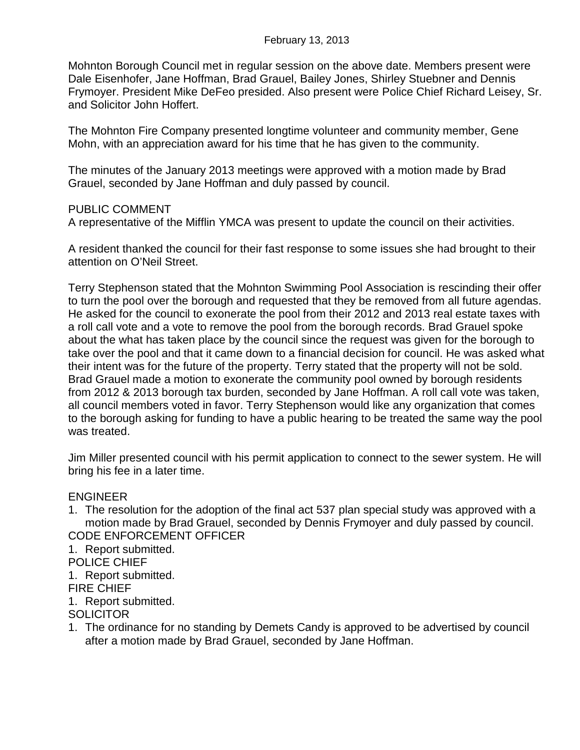February 13, 2013

Mohnton Borough Council met in regular session on the above date. Members present were Dale Eisenhofer, Jane Hoffman, Brad Grauel, Bailey Jones, Shirley Stuebner and Dennis Frymoyer. President Mike DeFeo presided. Also present were Police Chief Richard Leisey, Sr. and Solicitor John Hoffert.

The Mohnton Fire Company presented longtime volunteer and community member, Gene Mohn, with an appreciation award for his time that he has given to the community.

The minutes of the January 2013 meetings were approved with a motion made by Brad Grauel, seconded by Jane Hoffman and duly passed by council.

PUBLIC COMMENT

A representative of the Mifflin YMCA was present to update the council on their activities.

A resident thanked the council for their fast response to some issues she had brought to their attention on O'Neil Street.

Terry Stephenson stated that the Mohnton Swimming Pool Association is rescinding their offer to turn the pool over the borough and requested that they be removed from all future agendas. He asked for the council to exonerate the pool from their 2012 and 2013 real estate taxes with a roll call vote and a vote to remove the pool from the borough records. Brad Grauel spoke about the what has taken place by the council since the request was given for the borough to take over the pool and that it came down to a financial decision for council. He was asked what their intent was for the future of the property. Terry stated that the property will not be sold. Brad Grauel made a motion to exonerate the community pool owned by borough residents from 2012 & 2013 borough tax burden, seconded by Jane Hoffman. A roll call vote was taken, all council members voted in favor. Terry Stephenson would like any organization that comes to the borough asking for funding to have a public hearing to be treated the same way the pool was treated.

Jim Miller presented council with his permit application to connect to the sewer system. He will bring his fee in a later time.

ENGINEER

1. The resolution for the adoption of the final act 537 plan special study was approved with a motion made by Brad Grauel, seconded by Dennis Frymoyer and duly passed by council.

CODE ENFORCEMENT OFFICER

1. Report submitted.

POLICE CHIEF

1. Report submitted.

FIRE CHIEF

1. Report submitted.

SOLICITOR

1. The ordinance for no standing by Demets Candy is approved to be advertised by council after a motion made by Brad Grauel, seconded by Jane Hoffman.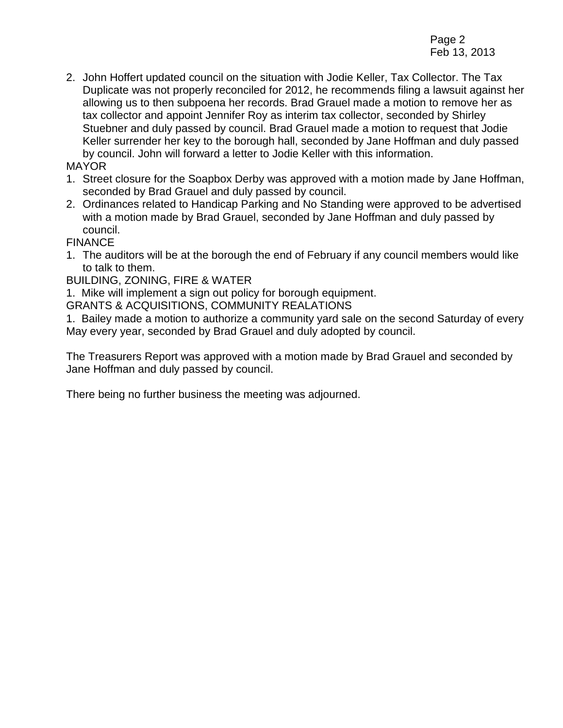2. John Hoffert updated council on the situation with Jodie Keller, Tax Collector. The Tax Duplicate was not properly reconciled for 2012, he recommends filing a lawsuit against her allowing us to then subpoena her records. Brad Grauel made a motion to remove her as tax collector and appoint Jennifer Roy as interim tax collector, seconded by Shirley Stuebner and duly passed by council. Brad Grauel made a motion to request that Jodie Keller surrender her key to the borough hall, seconded by Jane Hoffman and duly passed by council. John will forward a letter to Jodie Keller with this information.

MAYOR

1. Street closure for the Soapbox Derby was approved with a motion made by Jane Hoffman, seconded by Brad Grauel and duly passed by council.
2. Ordinances related to Handicap Parking and No Standing were approved to be advertised with a motion made by Brad Grauel, seconded by Jane Hoffman and duly passed by council.

FINANCE

1. The auditors will be at the borough the end of February if any council members would like to talk to them.

BUILDING, ZONING, FIRE & WATER

1. Mike will implement a sign out policy for borough equipment.

GRANTS & ACQUISITIONS, COMMUNITY REALATIONS

1. Bailey made a motion to authorize a community yard sale on the second Saturday of every May every year, seconded by Brad Grauel and duly adopted by council.

The Treasurers Report was approved with a motion made by Brad Grauel and seconded by Jane Hoffman and duly passed by council.

There being no further business the meeting was adjourned.